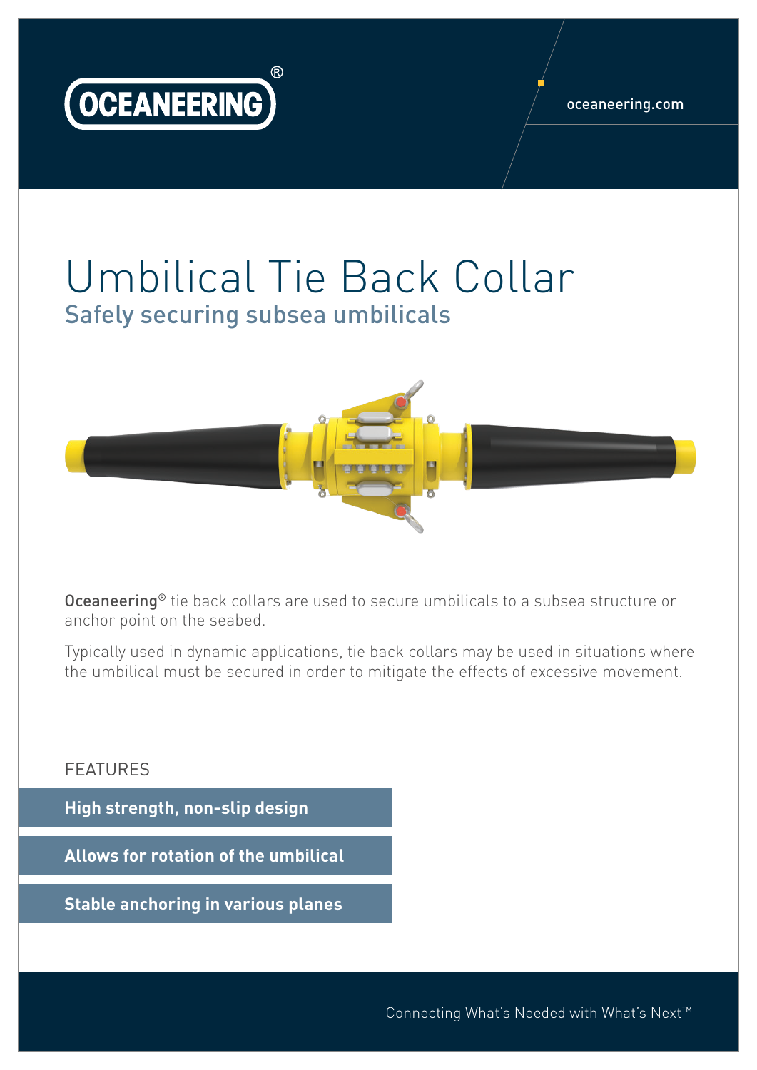OCEANEERING®

oceaneering.com

# Umbilical Tie Back Collar

## Safely securing subsea umbilicals

**Oceaneering®** tie back collars are used to secure umbilicals to a subsea structure or anchor point on the seabed.

Typically used in dynamic applications, tie back collars may be used in situations where the umbilical must be secured in order to mitigate the effects of excessive movement.

### FEATURES

- **High strength, non-slip design**
- **Allows for rotation of the umbilical**
- **Stable anchoring in various planes**

Connecting What's Needed with What's Next™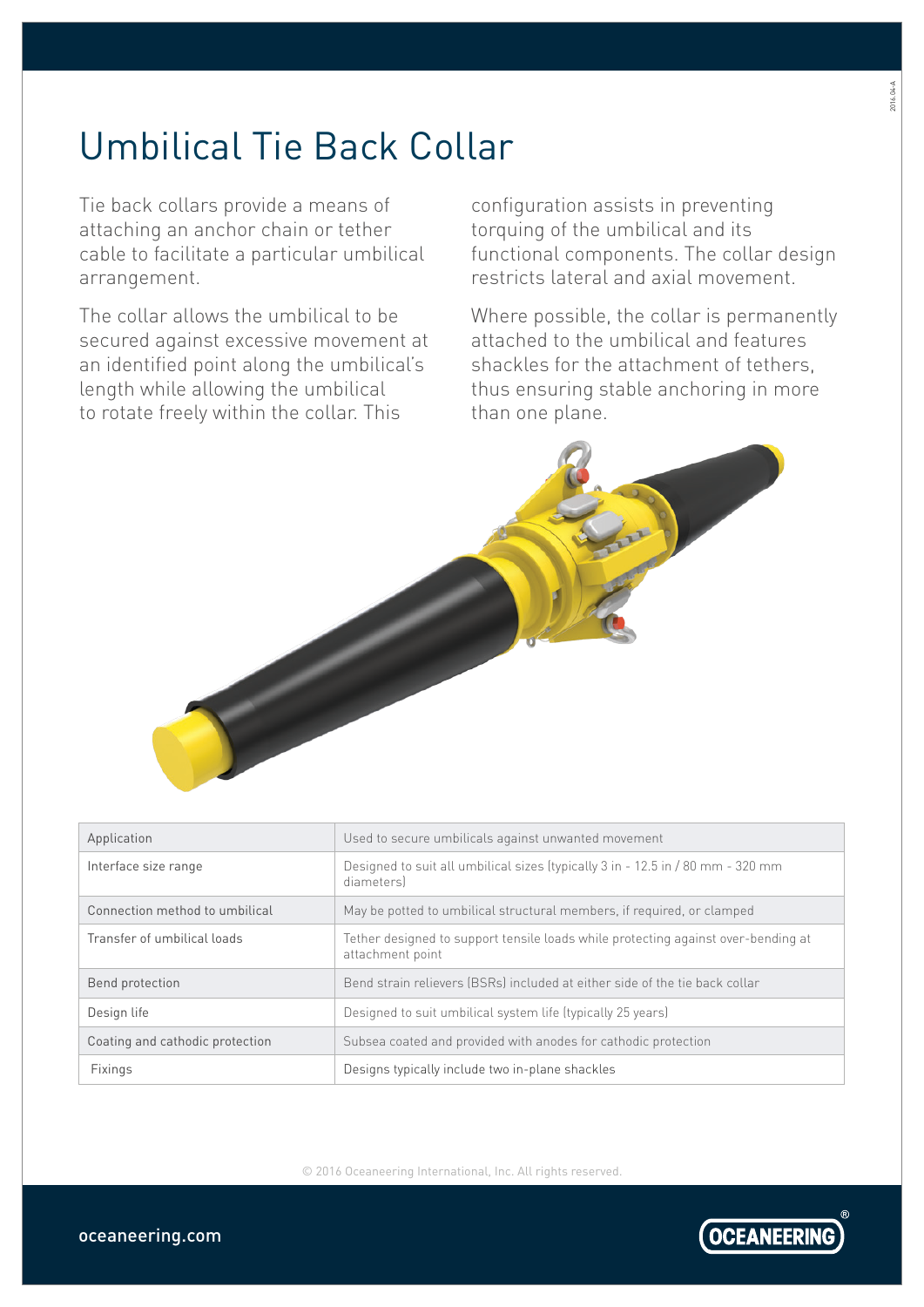# Umbilical Tie Back Collar

Tie back collars provide a means of attaching an anchor chain or tether cable to facilitate a particular umbilical arrangement.

The collar allows the umbilical to be secured against excessive movement at an identified point along the umbilical's length while allowing the umbilical to rotate freely within the collar. This configuration assists in preventing torquing of the umbilical and its functional components. The collar design restricts lateral and axial movement.

Where possible, the collar is permanently attached to the umbilical and features shackles for the attachment of tethers, thus ensuring stable anchoring in more than one plane.

| | |
|---|---|
| Application | Used to secure umbilicals against unwanted movement |
| Interface size range | Designed to suit all umbilical sizes (typically 3 in - 12.5 in / 80 mm - 320 mm diameters) |
| Connection method to umbilical | May be potted to umbilical structural members, if required, or clamped |
| Transfer of umbilical loads | Tether designed to support tensile loads while protecting against over-bending at attachment point |
| Bend protection | Bend strain relievers (BSRs) included at either side of the tie back collar |
| Design life | Designed to suit umbilical system life (typically 25 years) |
| Coating and cathodic protection | Subsea coated and provided with anodes for cathodic protection |
| Fixings | Designs typically include two in-plane shackles |

© 2016 Oceaneering International, Inc. All rights reserved.

oceaneering.com